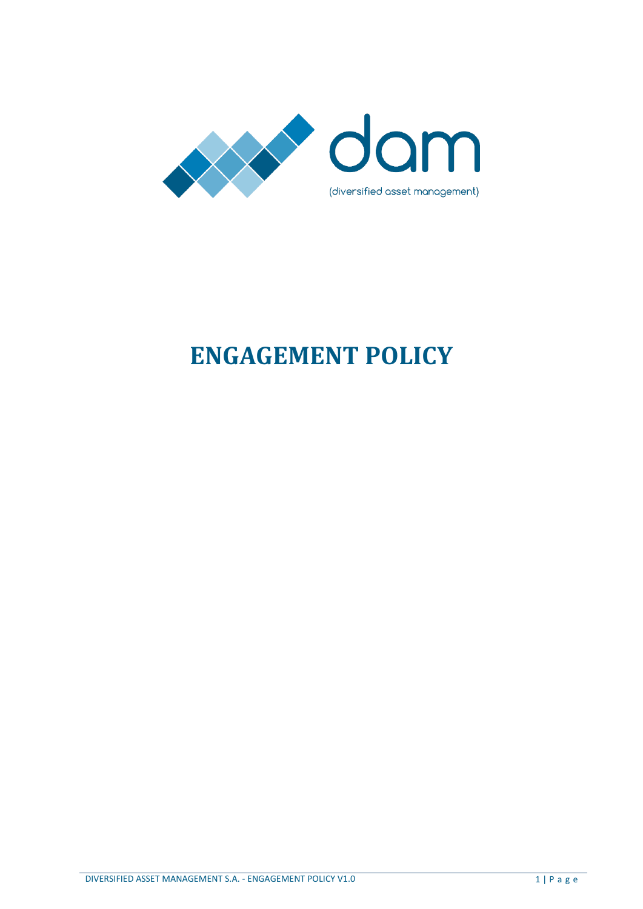dam

(diversified asset management)

# ENGAGEMENT POLICY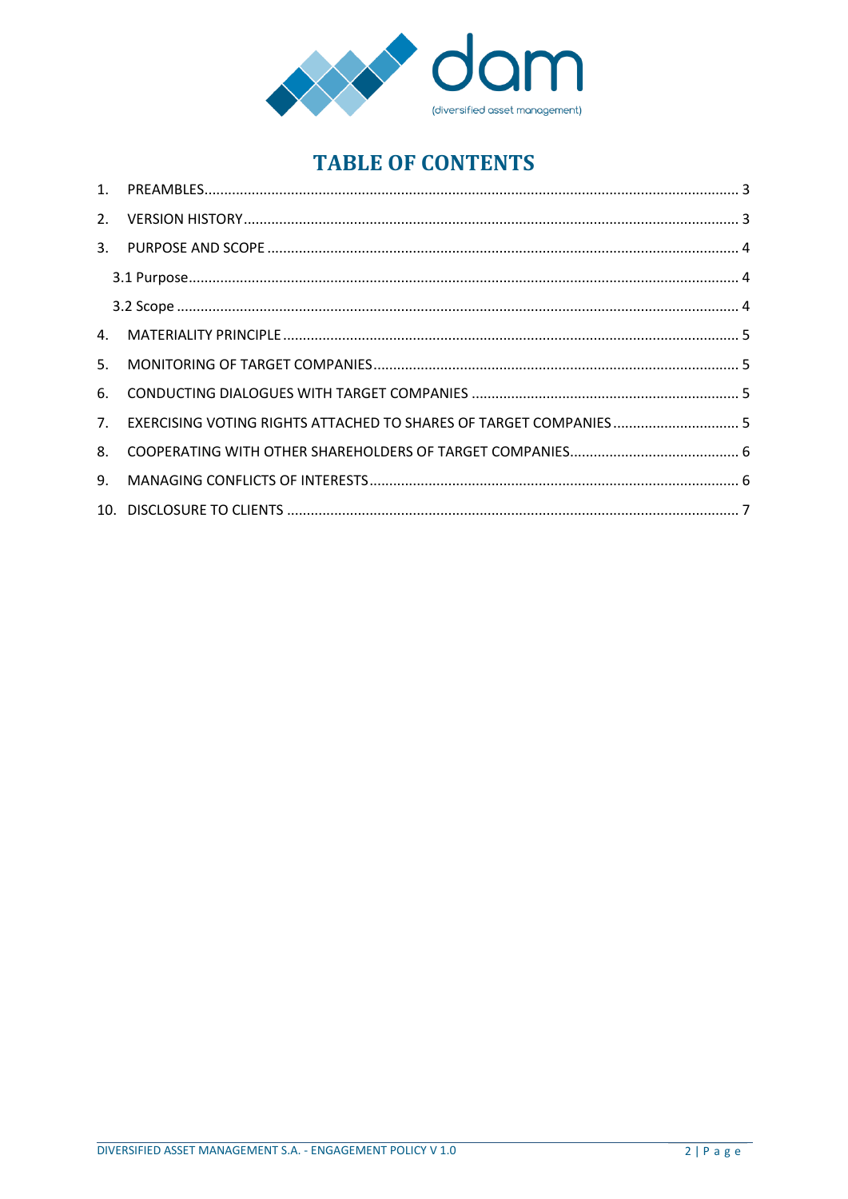# TABLE OF CONTENTS

1. PREAMBLES.......................................................................................................... 3
2. VERSION HISTORY.............................................................................................. 3
3. PURPOSE AND SCOPE .......................................................................................... 4
   - 3.1 Purpose.......................................................................................................... 4
   - 3.2 Scope ............................................................................................................. 4
4. MATERIALITY PRINCIPLE ..................................................................................... 5
5. MONITORING OF TARGET COMPANIES................................................................. 5
6. CONDUCTING DIALOGUES WITH TARGET COMPANIES .......................................... 5
7. EXERCISING VOTING RIGHTS ATTACHED TO SHARES OF TARGET COMPANIES ........ 5
8. COOPERATING WITH OTHER SHAREHOLDERS OF TARGET COMPANIES.................... 6
9. MANAGING CONFLICTS OF INTERESTS................................................................. 6
10. DISCLOSURE TO CLIENTS .................................................................................... 7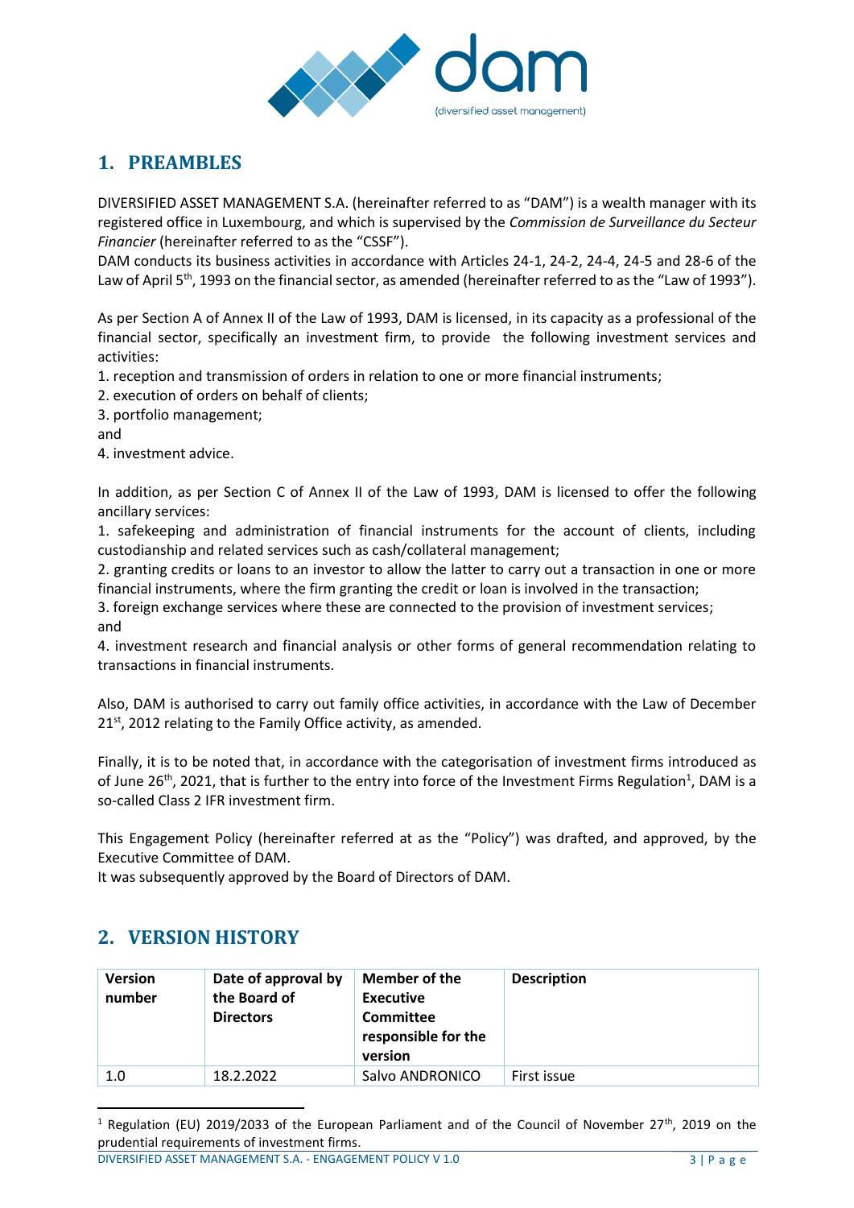## 1. PREAMBLES

DIVERSIFIED ASSET MANAGEMENT S.A. (hereinafter referred to as "DAM") is a wealth manager with its registered office in Luxembourg, and which is supervised by the *Commission de Surveillance du Secteur Financier* (hereinafter referred to as the "CSSF").

DAM conducts its business activities in accordance with Articles 24-1, 24-2, 24-4, 24-5 and 28-6 of the Law of April 5th, 1993 on the financial sector, as amended (hereinafter referred to as the "Law of 1993").

As per Section A of Annex II of the Law of 1993, DAM is licensed, in its capacity as a professional of the financial sector, specifically an investment firm, to provide the following investment services and activities:

1. reception and transmission of orders in relation to one or more financial instruments;
2. execution of orders on behalf of clients;
3. portfolio management;

and

4. investment advice.

In addition, as per Section C of Annex II of the Law of 1993, DAM is licensed to offer the following ancillary services:

1. safekeeping and administration of financial instruments for the account of clients, including custodianship and related services such as cash/collateral management;
2. granting credits or loans to an investor to allow the latter to carry out a transaction in one or more financial instruments, where the firm granting the credit or loan is involved in the transaction;
3. foreign exchange services where these are connected to the provision of investment services;

and

4. investment research and financial analysis or other forms of general recommendation relating to transactions in financial instruments.

Also, DAM is authorised to carry out family office activities, in accordance with the Law of December 21st, 2012 relating to the Family Office activity, as amended.

Finally, it is to be noted that, in accordance with the categorisation of investment firms introduced as of June 26th, 2021, that is further to the entry into force of the Investment Firms Regulation[1], DAM is a so-called Class 2 IFR investment firm.

This Engagement Policy (hereinafter referred at as the "Policy") was drafted, and approved, by the Executive Committee of DAM.

It was subsequently approved by the Board of Directors of DAM.

## 2. VERSION HISTORY

| Version number | Date of approval by the Board of Directors | Member of the Executive Committee responsible for the version | Description |
|---|---|---|---|
| 1.0 | 18.2.2022 | Salvo ANDRONICO | First issue |

[1] Regulation (EU) 2019/2033 of the European Parliament and of the Council of November 27th, 2019 on the prudential requirements of investment firms.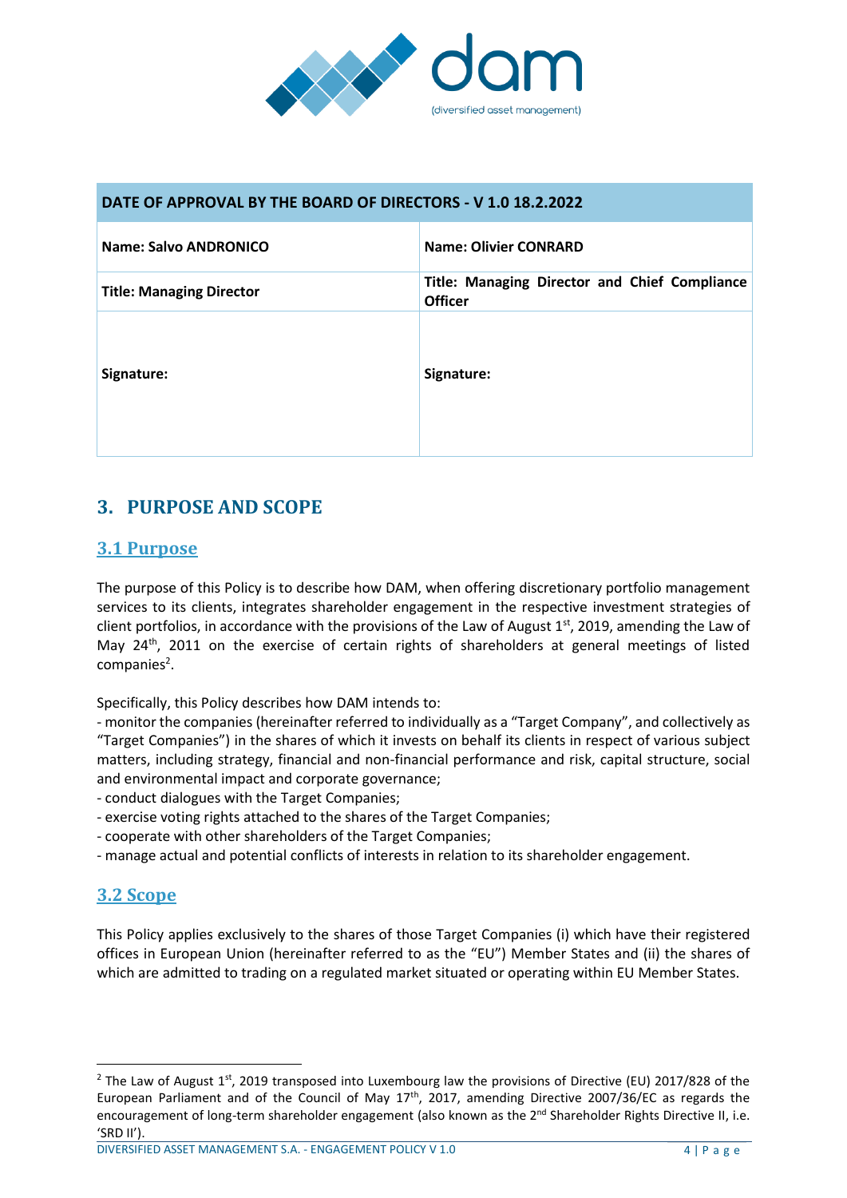| DATE OF APPROVAL BY THE BOARD OF DIRECTORS - V 1.0 18.2.2022 | |
|---|---|
| **Name: Salvo ANDRONICO** | **Name: Olivier CONRARD** |
| **Title: Managing Director** | **Title: Managing Director and Chief Compliance Officer** |
| **Signature:** | **Signature:** |

# 3. PURPOSE AND SCOPE

## 3.1 Purpose

The purpose of this Policy is to describe how DAM, when offering discretionary portfolio management services to its clients, integrates shareholder engagement in the respective investment strategies of client portfolios, in accordance with the provisions of the Law of August 1st, 2019, amending the Law of May 24th, 2011 on the exercise of certain rights of shareholders at general meetings of listed companies[2].

Specifically, this Policy describes how DAM intends to:

- monitor the companies (hereinafter referred to individually as a "Target Company", and collectively as "Target Companies") in the shares of which it invests on behalf its clients in respect of various subject matters, including strategy, financial and non-financial performance and risk, capital structure, social and environmental impact and corporate governance;
- conduct dialogues with the Target Companies;
- exercise voting rights attached to the shares of the Target Companies;
- cooperate with other shareholders of the Target Companies;
- manage actual and potential conflicts of interests in relation to its shareholder engagement.

## 3.2 Scope

This Policy applies exclusively to the shares of those Target Companies (i) which have their registered offices in European Union (hereinafter referred to as the "EU") Member States and (ii) the shares of which are admitted to trading on a regulated market situated or operating within EU Member States.

[2] The Law of August 1st, 2019 transposed into Luxembourg law the provisions of Directive (EU) 2017/828 of the European Parliament and of the Council of May 17th, 2017, amending Directive 2007/36/EC as regards the encouragement of long-term shareholder engagement (also known as the 2nd Shareholder Rights Directive II, i.e. 'SRD II').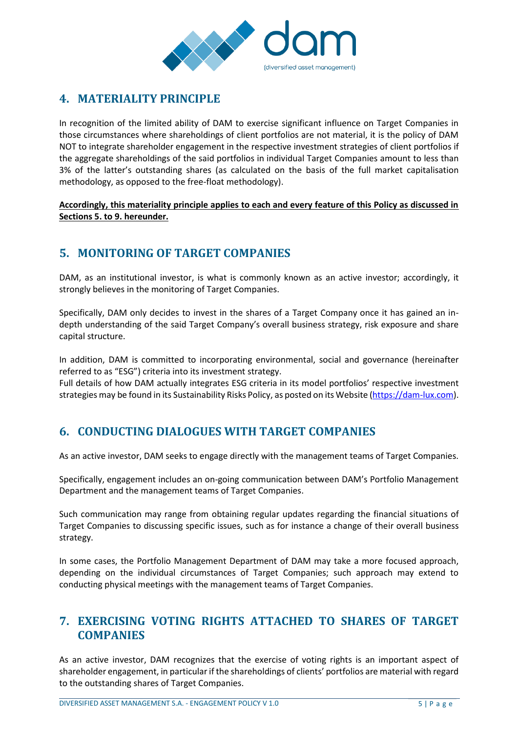## 4. MATERIALITY PRINCIPLE

In recognition of the limited ability of DAM to exercise significant influence on Target Companies in those circumstances where shareholdings of client portfolios are not material, it is the policy of DAM NOT to integrate shareholder engagement in the respective investment strategies of client portfolios if the aggregate shareholdings of the said portfolios in individual Target Companies amount to less than 3% of the latter's outstanding shares (as calculated on the basis of the full market capitalisation methodology, as opposed to the free-float methodology).

**Accordingly, this materiality principle applies to each and every feature of this Policy as discussed in Sections 5. to 9. hereunder.**

## 5. MONITORING OF TARGET COMPANIES

DAM, as an institutional investor, is what is commonly known as an active investor; accordingly, it strongly believes in the monitoring of Target Companies.

Specifically, DAM only decides to invest in the shares of a Target Company once it has gained an in-depth understanding of the said Target Company's overall business strategy, risk exposure and share capital structure.

In addition, DAM is committed to incorporating environmental, social and governance (hereinafter referred to as "ESG") criteria into its investment strategy.
Full details of how DAM actually integrates ESG criteria in its model portfolios' respective investment strategies may be found in its Sustainability Risks Policy, as posted on its Website (https://dam-lux.com).

## 6. CONDUCTING DIALOGUES WITH TARGET COMPANIES

As an active investor, DAM seeks to engage directly with the management teams of Target Companies.

Specifically, engagement includes an on-going communication between DAM's Portfolio Management Department and the management teams of Target Companies.

Such communication may range from obtaining regular updates regarding the financial situations of Target Companies to discussing specific issues, such as for instance a change of their overall business strategy.

In some cases, the Portfolio Management Department of DAM may take a more focused approach, depending on the individual circumstances of Target Companies; such approach may extend to conducting physical meetings with the management teams of Target Companies.

## 7. EXERCISING VOTING RIGHTS ATTACHED TO SHARES OF TARGET COMPANIES

As an active investor, DAM recognizes that the exercise of voting rights is an important aspect of shareholder engagement, in particular if the shareholdings of clients' portfolios are material with regard to the outstanding shares of Target Companies.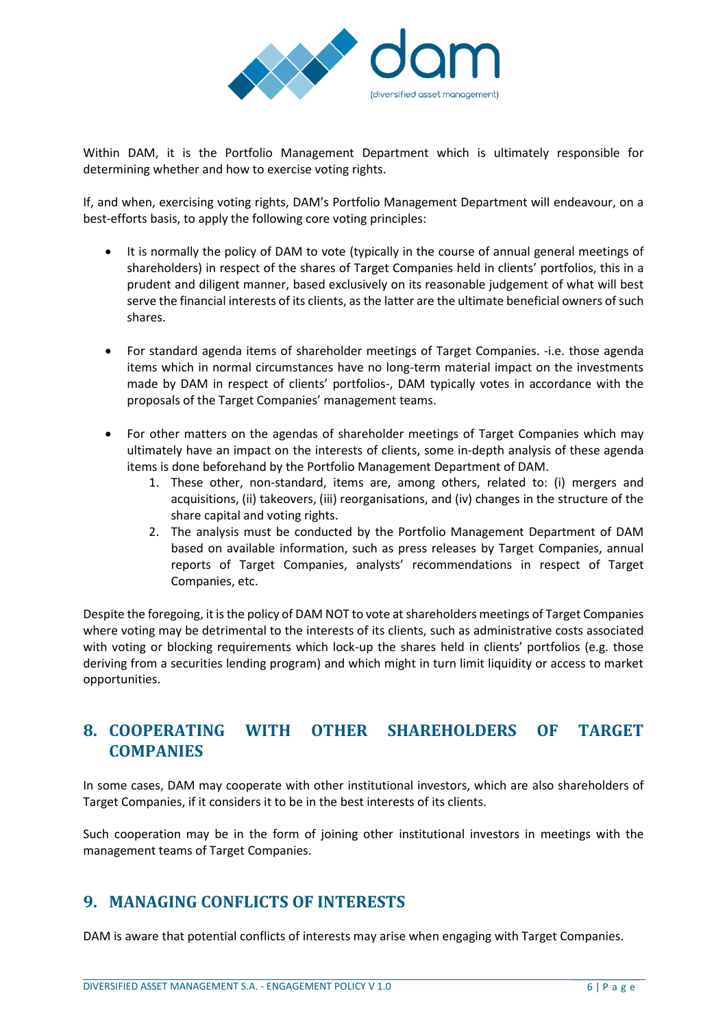Within DAM, it is the Portfolio Management Department which is ultimately responsible for determining whether and how to exercise voting rights.

If, and when, exercising voting rights, DAM's Portfolio Management Department will endeavour, on a best-efforts basis, to apply the following core voting principles:

- It is normally the policy of DAM to vote (typically in the course of annual general meetings of shareholders) in respect of the shares of Target Companies held in clients' portfolios, this in a prudent and diligent manner, based exclusively on its reasonable judgement of what will best serve the financial interests of its clients, as the latter are the ultimate beneficial owners of such shares.

- For standard agenda items of shareholder meetings of Target Companies. -i.e. those agenda items which in normal circumstances have no long-term material impact on the investments made by DAM in respect of clients' portfolios-, DAM typically votes in accordance with the proposals of the Target Companies' management teams.

- For other matters on the agendas of shareholder meetings of Target Companies which may ultimately have an impact on the interests of clients, some in-depth analysis of these agenda items is done beforehand by the Portfolio Management Department of DAM.
  1. These other, non-standard, items are, among others, related to: (i) mergers and acquisitions, (ii) takeovers, (iii) reorganisations, and (iv) changes in the structure of the share capital and voting rights.
  2. The analysis must be conducted by the Portfolio Management Department of DAM based on available information, such as press releases by Target Companies, annual reports of Target Companies, analysts' recommendations in respect of Target Companies, etc.

Despite the foregoing, it is the policy of DAM NOT to vote at shareholders meetings of Target Companies where voting may be detrimental to the interests of its clients, such as administrative costs associated with voting or blocking requirements which lock-up the shares held in clients' portfolios (e.g. those deriving from a securities lending program) and which might in turn limit liquidity or access to market opportunities.

## 8. COOPERATING WITH OTHER SHAREHOLDERS OF TARGET COMPANIES

In some cases, DAM may cooperate with other institutional investors, which are also shareholders of Target Companies, if it considers it to be in the best interests of its clients.

Such cooperation may be in the form of joining other institutional investors in meetings with the management teams of Target Companies.

## 9. MANAGING CONFLICTS OF INTERESTS

DAM is aware that potential conflicts of interests may arise when engaging with Target Companies.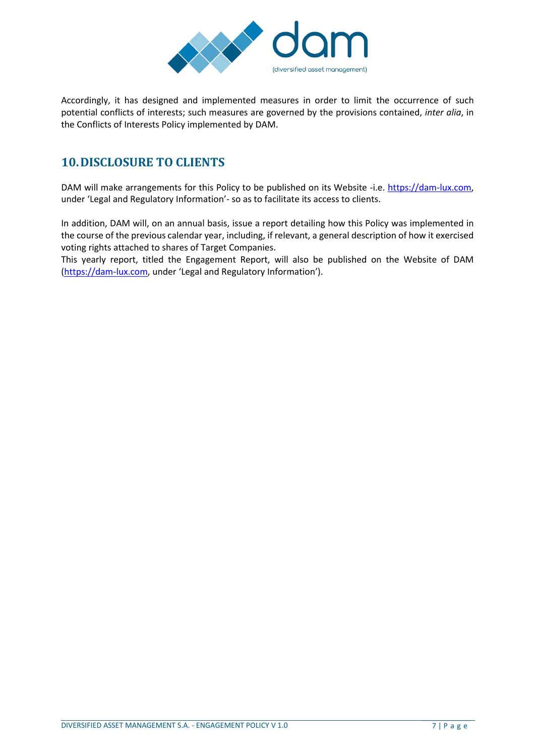Accordingly, it has designed and implemented measures in order to limit the occurrence of such potential conflicts of interests; such measures are governed by the provisions contained, *inter alia*, in the Conflicts of Interests Policy implemented by DAM.

## 10. DISCLOSURE TO CLIENTS

DAM will make arrangements for this Policy to be published on its Website -i.e. https://dam-lux.com, under 'Legal and Regulatory Information'- so as to facilitate its access to clients.

In addition, DAM will, on an annual basis, issue a report detailing how this Policy was implemented in the course of the previous calendar year, including, if relevant, a general description of how it exercised voting rights attached to shares of Target Companies.
This yearly report, titled the Engagement Report, will also be published on the Website of DAM (https://dam-lux.com, under 'Legal and Regulatory Information').